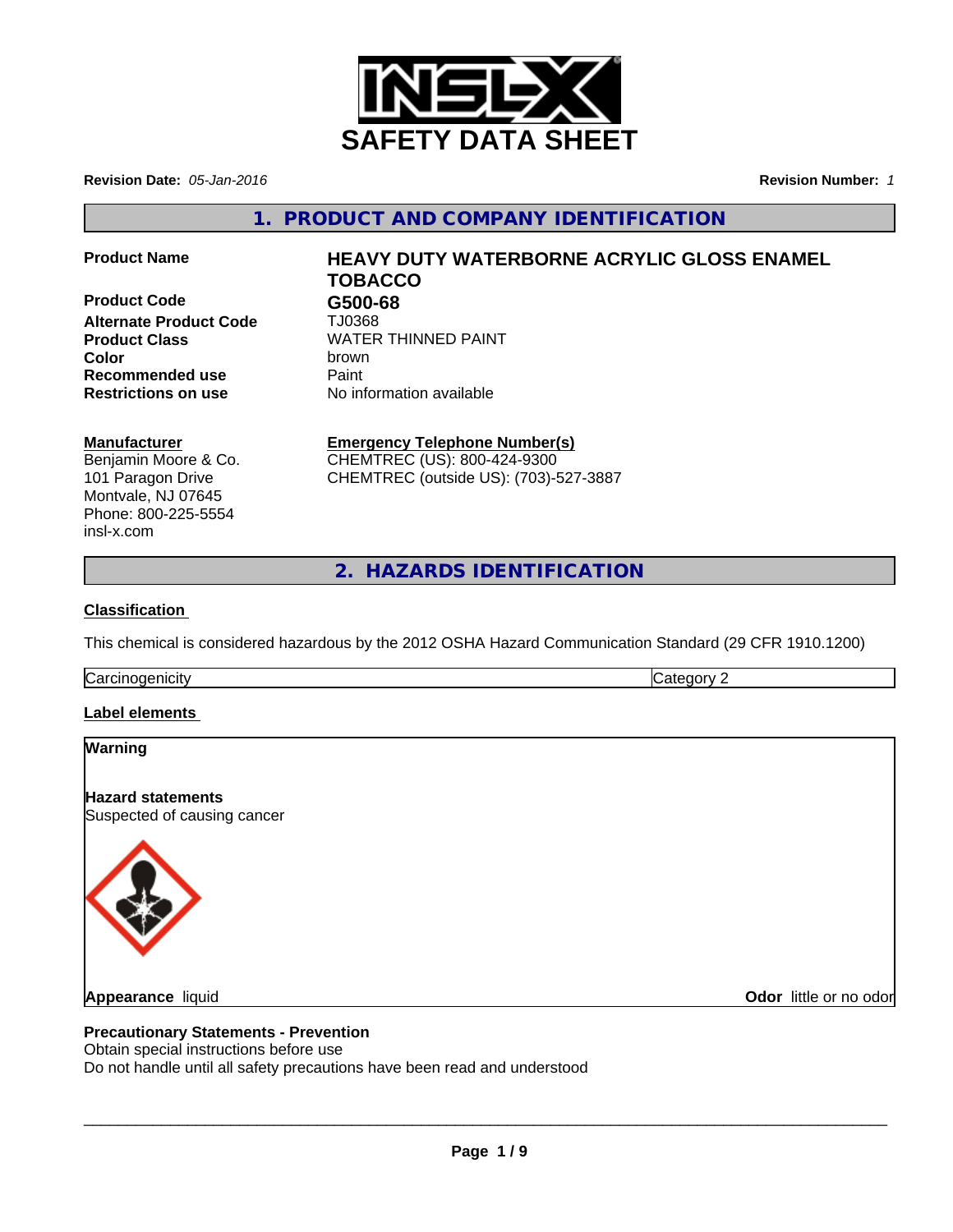# SAFETY DATA SHEET

**Revision Date:** *05-Jan-2016* **Revision Number:** *1*

## 1. PRODUCT AND COMPANY IDENTIFICATION

| | |
|---|---|
| **Product Name** | **HEAVY DUTY WATERBORNE ACRYLIC GLOSS ENAMEL TOBACCO** |
| **Product Code** | **G500-68** |
| **Alternate Product Code** | TJ0368 |
| **Product Class** | WATER THINNED PAINT |
| **Color** | brown |
| **Recommended use** | Paint |
| **Restrictions on use** | No information available |

**Manufacturer**
Benjamin Moore & Co.
101 Paragon Drive
Montvale, NJ 07645
Phone: 800-225-5554
insl-x.com

**Emergency Telephone Number(s)**
CHEMTREC (US): 800-424-9300
CHEMTREC (outside US): (703)-527-3887

## 2. HAZARDS IDENTIFICATION

**Classification**

This chemical is considered hazardous by the 2012 OSHA Hazard Communication Standard (29 CFR 1910.1200)

| Carcinogenicity | Category 2 |
|---|---|

**Label elements**

**Warning**

**Hazard statements**
Suspected of causing cancer

**Appearance** liquid **Odor** little or no odor

**Precautionary Statements - Prevention**
Obtain special instructions before use
Do not handle until all safety precautions have been read and understood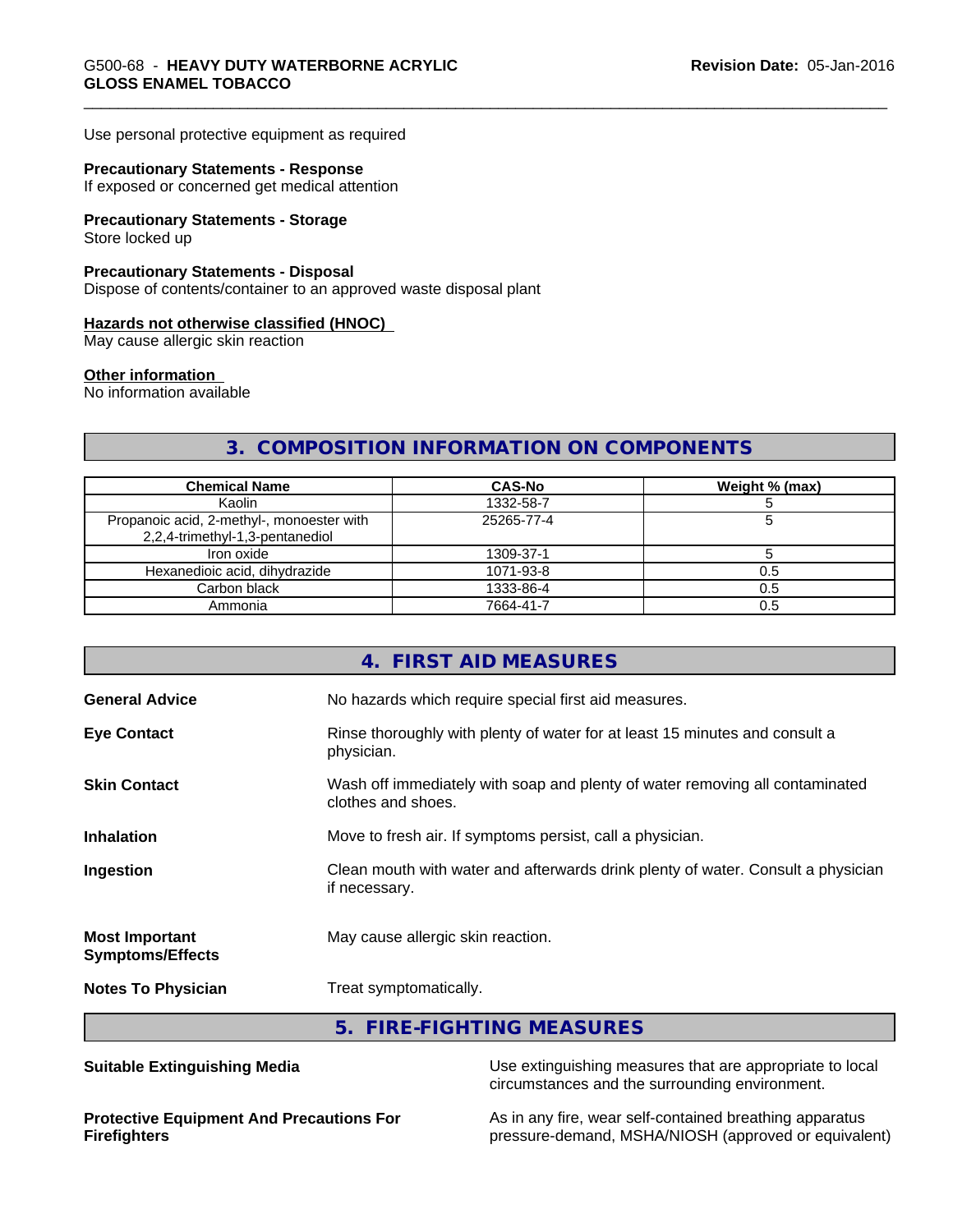Use personal protective equipment as required

**Precautionary Statements - Response**
If exposed or concerned get medical attention

**Precautionary Statements - Storage**
Store locked up

**Precautionary Statements - Disposal**
Dispose of contents/container to an approved waste disposal plant

**Hazards not otherwise classified (HNOC)**
May cause allergic skin reaction

**Other information**
No information available

## 3. COMPOSITION INFORMATION ON COMPONENTS

| Chemical Name | CAS-No | Weight % (max) |
| --- | --- | --- |
| Kaolin | 1332-58-7 | 5 |
| Propanoic acid, 2-methyl-, monoester with 2,2,4-trimethyl-1,3-pentanediol | 25265-77-4 | 5 |
| Iron oxide | 1309-37-1 | 5 |
| Hexanedioic acid, dihydrazide | 1071-93-8 | 0.5 |
| Carbon black | 1333-86-4 | 0.5 |
| Ammonia | 7664-41-7 | 0.5 |

## 4. FIRST AID MEASURES

**General Advice**
No hazards which require special first aid measures.

**Eye Contact**
Rinse thoroughly with plenty of water for at least 15 minutes and consult a physician.

**Skin Contact**
Wash off immediately with soap and plenty of water removing all contaminated clothes and shoes.

**Inhalation**
Move to fresh air. If symptoms persist, call a physician.

**Ingestion**
Clean mouth with water and afterwards drink plenty of water. Consult a physician if necessary.

**Most Important Symptoms/Effects**
May cause allergic skin reaction.

**Notes To Physician**
Treat symptomatically.

## 5. FIRE-FIGHTING MEASURES

**Suitable Extinguishing Media**
Use extinguishing measures that are appropriate to local circumstances and the surrounding environment.

**Protective Equipment And Precautions For Firefighters**
As in any fire, wear self-contained breathing apparatus pressure-demand, MSHA/NIOSH (approved or equivalent)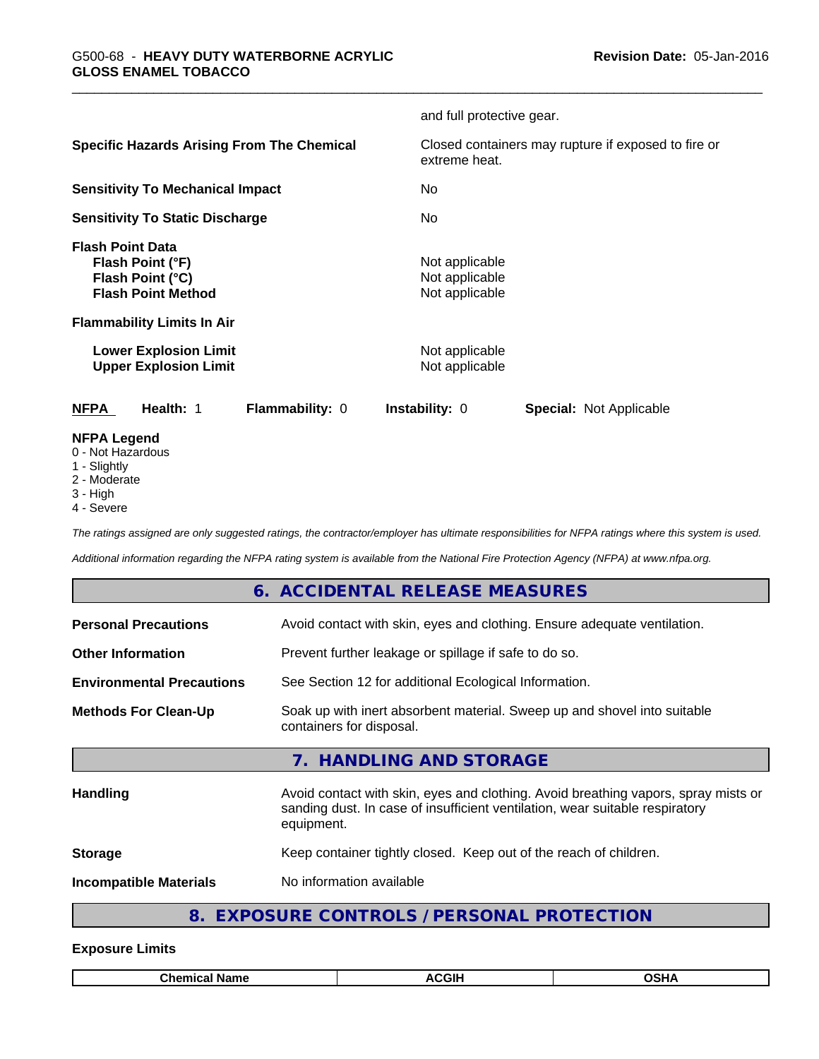and full protective gear.

| | |
|---|---|
| **Specific Hazards Arising From The Chemical** | Closed containers may rupture if exposed to fire or extreme heat. |
| **Sensitivity To Mechanical Impact** | No |
| **Sensitivity To Static Discharge** | No |

**Flash Point Data**

| | |
|---|---|
| **Flash Point (°F)** | Not applicable |
| **Flash Point (°C)** | Not applicable |
| **Flash Point Method** | Not applicable |

**Flammability Limits In Air**

| | |
|---|---|
| **Lower Explosion Limit** | Not applicable |
| **Upper Explosion Limit** | Not applicable |

**NFPA** **Health:** 1 **Flammability:** 0 **Instability:** 0 **Special:** Not Applicable

**NFPA Legend**
- 0 - Not Hazardous
- 1 - Slightly
- 2 - Moderate
- 3 - High
- 4 - Severe

*The ratings assigned are only suggested ratings, the contractor/employer has ultimate responsibilities for NFPA ratings where this system is used.*

*Additional information regarding the NFPA rating system is available from the National Fire Protection Agency (NFPA) at www.nfpa.org.*

## 6. ACCIDENTAL RELEASE MEASURES

| | |
|---|---|
| **Personal Precautions** | Avoid contact with skin, eyes and clothing. Ensure adequate ventilation. |
| **Other Information** | Prevent further leakage or spillage if safe to do so. |
| **Environmental Precautions** | See Section 12 for additional Ecological Information. |
| **Methods For Clean-Up** | Soak up with inert absorbent material. Sweep up and shovel into suitable containers for disposal. |

## 7. HANDLING AND STORAGE

| | |
|---|---|
| **Handling** | Avoid contact with skin, eyes and clothing. Avoid breathing vapors, spray mists or sanding dust. In case of insufficient ventilation, wear suitable respiratory equipment. |
| **Storage** | Keep container tightly closed. Keep out of the reach of children. |
| **Incompatible Materials** | No information available |

## 8. EXPOSURE CONTROLS / PERSONAL PROTECTION

**Exposure Limits**

| Chemical Name | ACGIH | OSHA |
|---|---|---|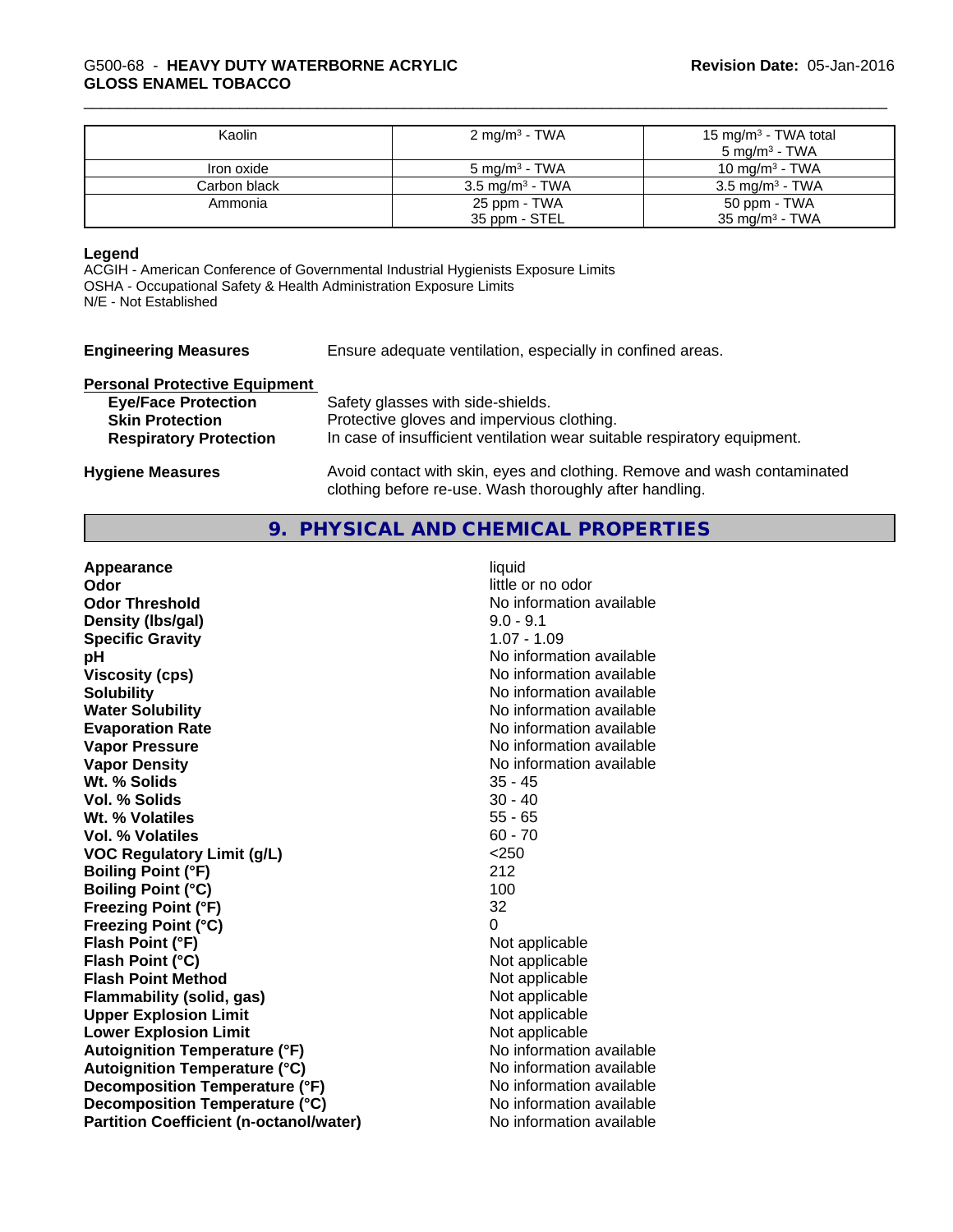| Kaolin | 2 mg/m³ - TWA | 15 mg/m³ - TWA total<br>5 mg/m³ - TWA |
|---|---|---|
| Iron oxide | 5 mg/m³ - TWA | 10 mg/m³ - TWA |
| Carbon black | 3.5 mg/m³ - TWA | 3.5 mg/m³ - TWA |
| Ammonia | 25 ppm - TWA<br>35 ppm - STEL | 50 ppm - TWA<br>35 mg/m³ - TWA |

**Legend**
ACGIH - American Conference of Governmental Industrial Hygienists Exposure Limits
OSHA - Occupational Safety & Health Administration Exposure Limits
N/E - Not Established

**Engineering Measures** Ensure adequate ventilation, especially in confined areas.

**Personal Protective Equipment**

**Eye/Face Protection** Safety glasses with side-shields.
**Skin Protection** Protective gloves and impervious clothing.
**Respiratory Protection** In case of insufficient ventilation wear suitable respiratory equipment.

**Hygiene Measures** Avoid contact with skin, eyes and clothing. Remove and wash contaminated clothing before re-use. Wash thoroughly after handling.

## 9. PHYSICAL AND CHEMICAL PROPERTIES

| | |
|---|---|
| **Appearance** | liquid |
| **Odor** | little or no odor |
| **Odor Threshold** | No information available |
| **Density (lbs/gal)** | 9.0 - 9.1 |
| **Specific Gravity** | 1.07 - 1.09 |
| **pH** | No information available |
| **Viscosity (cps)** | No information available |
| **Solubility** | No information available |
| **Water Solubility** | No information available |
| **Evaporation Rate** | No information available |
| **Vapor Pressure** | No information available |
| **Vapor Density** | No information available |
| **Wt. % Solids** | 35 - 45 |
| **Vol. % Solids** | 30 - 40 |
| **Wt. % Volatiles** | 55 - 65 |
| **Vol. % Volatiles** | 60 - 70 |
| **VOC Regulatory Limit (g/L)** | <250 |
| **Boiling Point (°F)** | 212 |
| **Boiling Point (°C)** | 100 |
| **Freezing Point (°F)** | 32 |
| **Freezing Point (°C)** | 0 |
| **Flash Point (°F)** | Not applicable |
| **Flash Point (°C)** | Not applicable |
| **Flash Point Method** | Not applicable |
| **Flammability (solid, gas)** | Not applicable |
| **Upper Explosion Limit** | Not applicable |
| **Lower Explosion Limit** | Not applicable |
| **Autoignition Temperature (°F)** | No information available |
| **Autoignition Temperature (°C)** | No information available |
| **Decomposition Temperature (°F)** | No information available |
| **Decomposition Temperature (°C)** | No information available |
| **Partition Coefficient (n-octanol/water)** | No information available |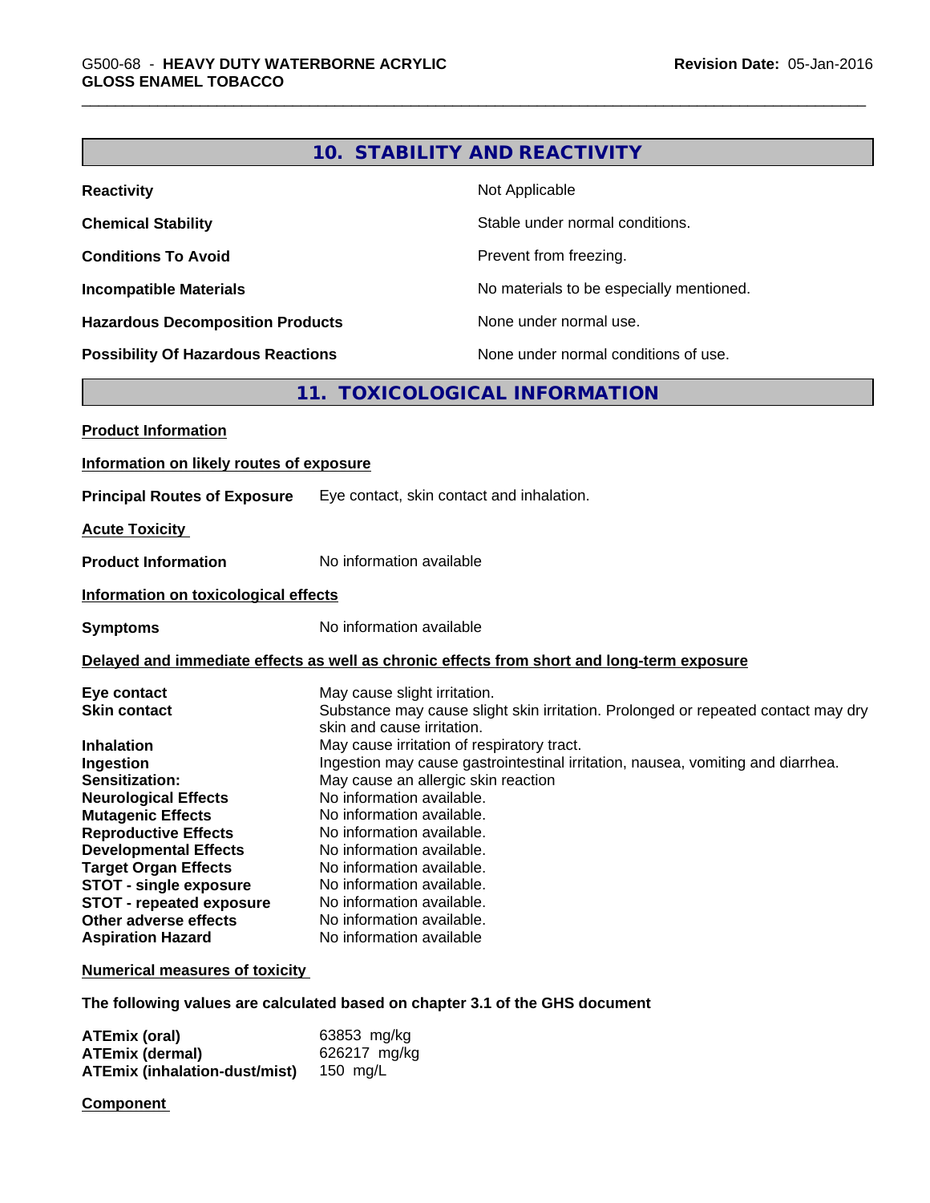## 10. STABILITY AND REACTIVITY

| | |
|---|---|
| **Reactivity** | Not Applicable |
| **Chemical Stability** | Stable under normal conditions. |
| **Conditions To Avoid** | Prevent from freezing. |
| **Incompatible Materials** | No materials to be especially mentioned. |
| **Hazardous Decomposition Products** | None under normal use. |
| **Possibility Of Hazardous Reactions** | None under normal conditions of use. |

## 11. TOXICOLOGICAL INFORMATION

**Product Information**

**Information on likely routes of exposure**

**Principal Routes of Exposure** Eye contact, skin contact and inhalation.

**Acute Toxicity**

**Product Information** No information available

**Information on toxicological effects**

**Symptoms** No information available

**Delayed and immediate effects as well as chronic effects from short and long-term exposure**

| | |
|---|---|
| **Eye contact** | May cause slight irritation. |
| **Skin contact** | Substance may cause slight skin irritation. Prolonged or repeated contact may dry skin and cause irritation. |
| **Inhalation** | May cause irritation of respiratory tract. |
| **Ingestion** | Ingestion may cause gastrointestinal irritation, nausea, vomiting and diarrhea. |
| **Sensitization:** | May cause an allergic skin reaction |
| **Neurological Effects** | No information available. |
| **Mutagenic Effects** | No information available. |
| **Reproductive Effects** | No information available. |
| **Developmental Effects** | No information available. |
| **Target Organ Effects** | No information available. |
| **STOT - single exposure** | No information available. |
| **STOT - repeated exposure** | No information available. |
| **Other adverse effects** | No information available. |
| **Aspiration Hazard** | No information available |

**Numerical measures of toxicity**

**The following values are calculated based on chapter 3.1 of the GHS document**

| | |
|---|---|
| **ATEmix (oral)** | 63853 mg/kg |
| **ATEmix (dermal)** | 626217 mg/kg |
| **ATEmix (inhalation-dust/mist)** | 150 mg/L |

**Component**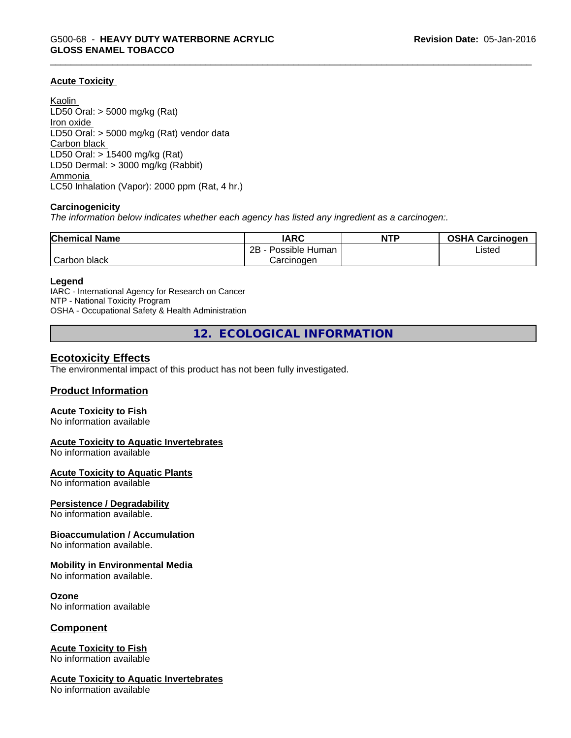#### Acute Toxicity

Kaolin
LD50 Oral: > 5000 mg/kg (Rat)
Iron oxide
LD50 Oral: > 5000 mg/kg (Rat) vendor data
Carbon black
LD50 Oral: > 15400 mg/kg (Rat)
LD50 Dermal: > 3000 mg/kg (Rabbit)
Ammonia
LC50 Inhalation (Vapor): 2000 ppm (Rat, 4 hr.)

**Carcinogenicity**

*The information below indicates whether each agency has listed any ingredient as a carcinogen:.*

| Chemical Name | IARC | NTP | OSHA Carcinogen |
|---|---|---|---|
| Carbon black | 2B - Possible Human Carcinogen | | Listed |

**Legend**

IARC - International Agency for Research on Cancer
NTP - National Toxicity Program
OSHA - Occupational Safety & Health Administration

## 12. ECOLOGICAL INFORMATION

### Ecotoxicity Effects

The environmental impact of this product has not been fully investigated.

### Product Information

#### Acute Toxicity to Fish

No information available

#### Acute Toxicity to Aquatic Invertebrates

No information available

#### Acute Toxicity to Aquatic Plants

No information available

#### Persistence / Degradability

No information available.

#### Bioaccumulation / Accumulation

No information available.

#### Mobility in Environmental Media

No information available.

#### Ozone

No information available

### Component

#### Acute Toxicity to Fish

No information available

#### Acute Toxicity to Aquatic Invertebrates

No information available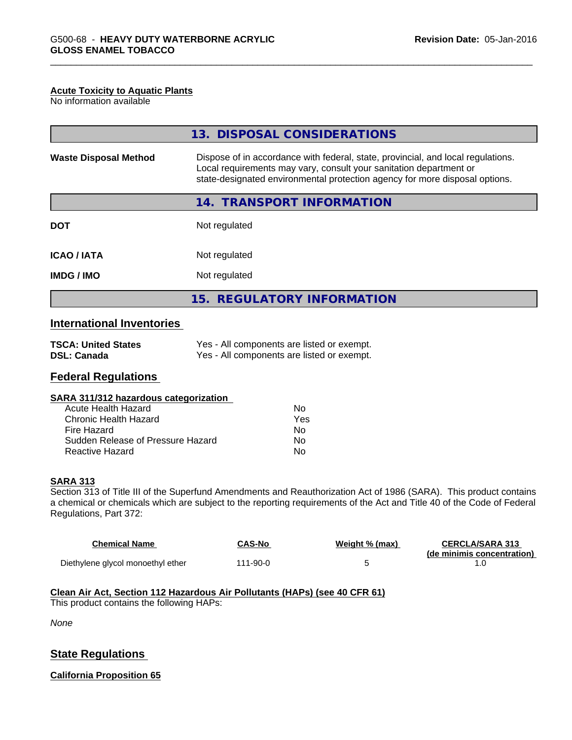**Acute Toxicity to Aquatic Plants**
No information available

## 13. DISPOSAL CONSIDERATIONS

**Waste Disposal Method** Dispose of in accordance with federal, state, provincial, and local regulations. Local requirements may vary, consult your sanitation department or state-designated environmental protection agency for more disposal options.

## 14. TRANSPORT INFORMATION

| | |
|---|---|
| **DOT** | Not regulated |
| **ICAO / IATA** | Not regulated |
| **IMDG / IMO** | Not regulated |

## 15. REGULATORY INFORMATION

### International Inventories

| | |
|---|---|
| **TSCA: United States** | Yes - All components are listed or exempt. |
| **DSL: Canada** | Yes - All components are listed or exempt. |

### Federal Regulations

**SARA 311/312 hazardous categorization**

| | |
|---|---|
| Acute Health Hazard | No |
| Chronic Health Hazard | Yes |
| Fire Hazard | No |
| Sudden Release of Pressure Hazard | No |
| Reactive Hazard | No |

**SARA 313**
Section 313 of Title III of the Superfund Amendments and Reauthorization Act of 1986 (SARA). This product contains a chemical or chemicals which are subject to the reporting requirements of the Act and Title 40 of the Code of Federal Regulations, Part 372:

| Chemical Name | CAS-No | Weight % (max) | CERCLA/SARA 313 (de minimis concentration) |
|---|---|---|---|
| Diethylene glycol monoethyl ether | 111-90-0 | 5 | 1.0 |

**Clean Air Act, Section 112 Hazardous Air Pollutants (HAPs) (see 40 CFR 61)**
This product contains the following HAPs:

*None*

### State Regulations

**California Proposition 65**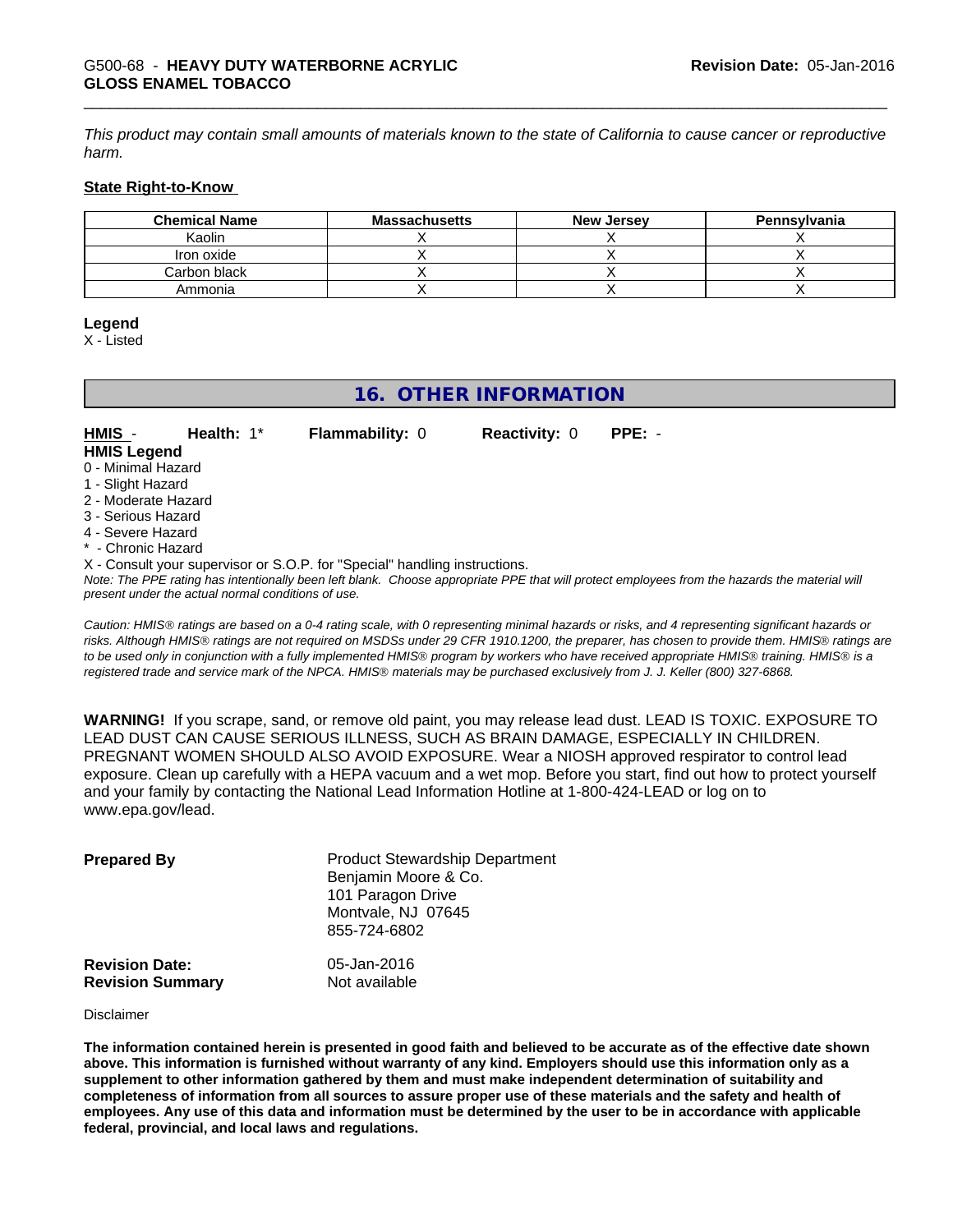*This product may contain small amounts of materials known to the state of California to cause cancer or reproductive harm.*

**State Right-to-Know**

| Chemical Name | Massachusetts | New Jersey | Pennsylvania |
|---|---|---|---|
| Kaolin | X | X | X |
| Iron oxide | X | X | X |
| Carbon black | X | X | X |
| Ammonia | X | X | X |

**Legend**
X - Listed

## 16. OTHER INFORMATION

**HMIS** - **Health:** 1* **Flammability:** 0 **Reactivity:** 0 **PPE:** -

**HMIS Legend**
0 - Minimal Hazard
1 - Slight Hazard
2 - Moderate Hazard
3 - Serious Hazard
4 - Severe Hazard
* - Chronic Hazard
X - Consult your supervisor or S.O.P. for "Special" handling instructions.

*Note: The PPE rating has intentionally been left blank. Choose appropriate PPE that will protect employees from the hazards the material will present under the actual normal conditions of use.*

*Caution: HMIS® ratings are based on a 0-4 rating scale, with 0 representing minimal hazards or risks, and 4 representing significant hazards or risks. Although HMIS® ratings are not required on MSDSs under 29 CFR 1910.1200, the preparer, has chosen to provide them. HMIS® ratings are to be used only in conjunction with a fully implemented HMIS® program by workers who have received appropriate HMIS® training. HMIS® is a registered trade and service mark of the NPCA. HMIS® materials may be purchased exclusively from J. J. Keller (800) 327-6868.*

**WARNING!** If you scrape, sand, or remove old paint, you may release lead dust. LEAD IS TOXIC. EXPOSURE TO LEAD DUST CAN CAUSE SERIOUS ILLNESS, SUCH AS BRAIN DAMAGE, ESPECIALLY IN CHILDREN. PREGNANT WOMEN SHOULD ALSO AVOID EXPOSURE. Wear a NIOSH approved respirator to control lead exposure. Clean up carefully with a HEPA vacuum and a wet mop. Before you start, find out how to protect yourself and your family by contacting the National Lead Information Hotline at 1-800-424-LEAD or log on to www.epa.gov/lead.

**Prepared By**
Product Stewardship Department
Benjamin Moore & Co.
101 Paragon Drive
Montvale, NJ 07645
855-724-6802

**Revision Date:** 05-Jan-2016
**Revision Summary** Not available

Disclaimer

**The information contained herein is presented in good faith and believed to be accurate as of the effective date shown above. This information is furnished without warranty of any kind. Employers should use this information only as a supplement to other information gathered by them and must make independent determination of suitability and completeness of information from all sources to assure proper use of these materials and the safety and health of employees. Any use of this data and information must be determined by the user to be in accordance with applicable federal, provincial, and local laws and regulations.**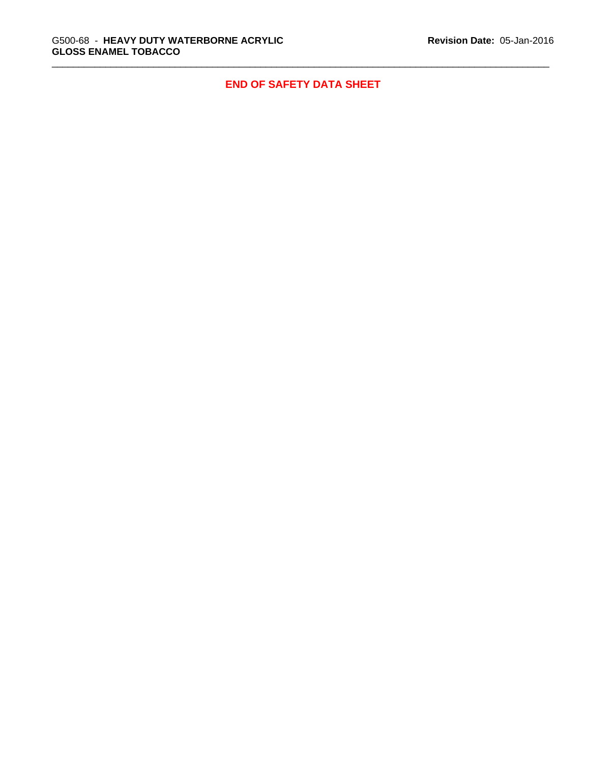**END OF SAFETY DATA SHEET**